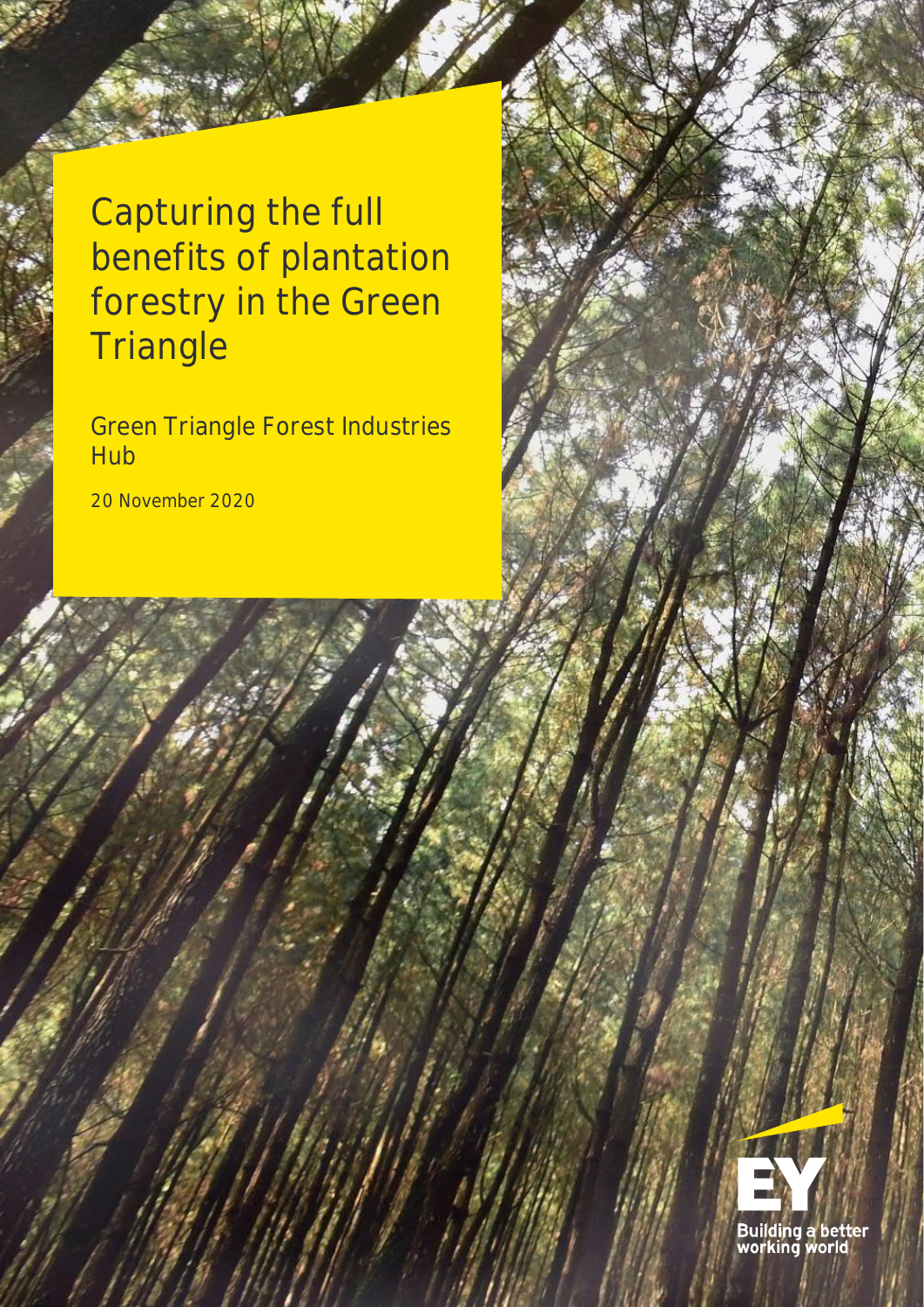# Capturing the full benefits of plantation forestry in the Green Triangle

Green Triangle Forest Industries Hub

20 November 2020

Building a better working world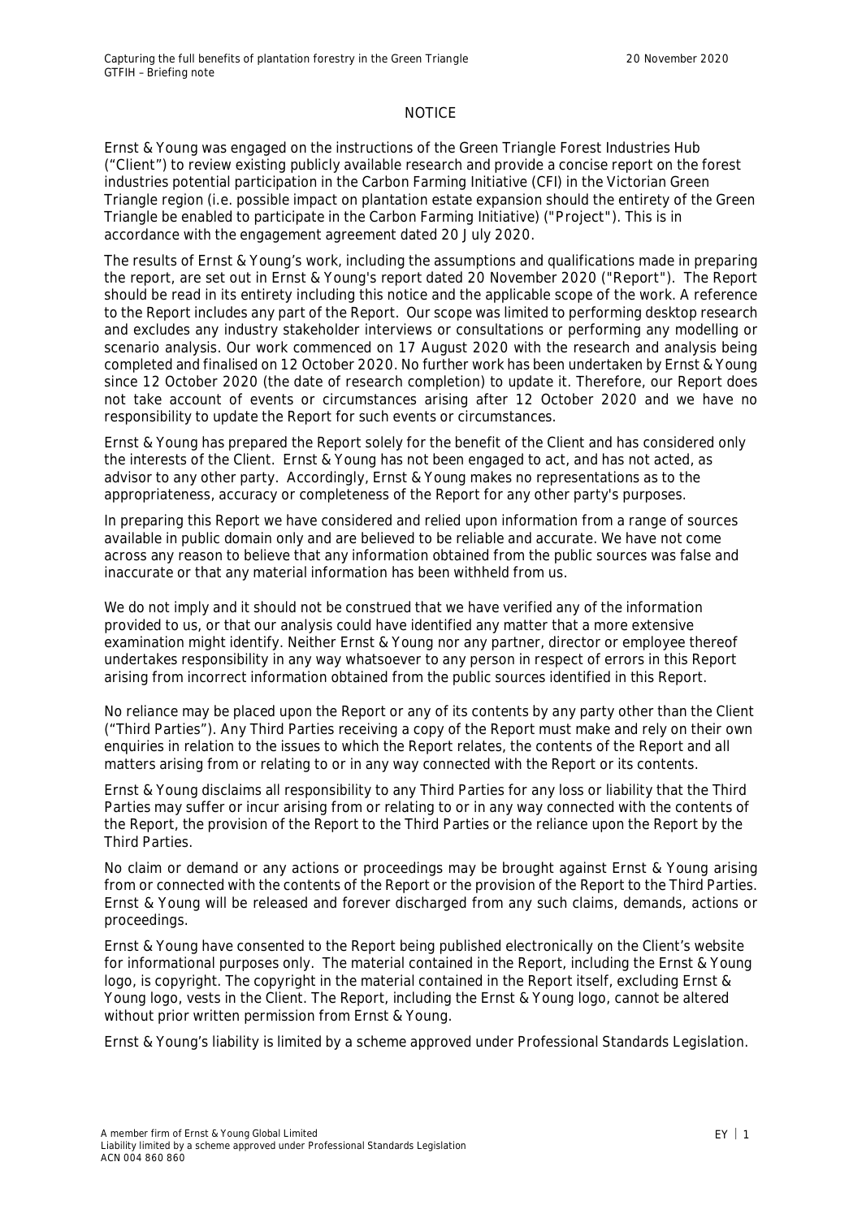## NOTICE

Ernst & Young was engaged on the instructions of the Green Triangle Forest Industries Hub ("Client") to review existing publicly available research and provide a concise report on the forest industries potential participation in the Carbon Farming Initiative (CFI) in the Victorian Green Triangle region (i.e. possible impact on plantation estate expansion should the entirety of the Green Triangle be enabled to participate in the Carbon Farming Initiative) ("Project"). This is in accordance with the engagement agreement dated 20 July 2020.

The results of Ernst & Young's work, including the assumptions and qualifications made in preparing the report, are set out in Ernst & Young's report dated 20 November 2020 ("Report"). The Report should be read in its entirety including this notice and the applicable scope of the work. A reference to the Report includes any part of the Report. Our scope was limited to performing desktop research and excludes any industry stakeholder interviews or consultations or performing any modelling or scenario analysis. Our work commenced on 17 August 2020 with the research and analysis being completed and finalised on 12 October 2020. No further work has been undertaken by Ernst & Young since 12 October 2020 (the date of research completion) to update it. Therefore, our Report does not take account of events or circumstances arising after 12 October 2020 and we have no responsibility to update the Report for such events or circumstances.

Ernst & Young has prepared the Report solely for the benefit of the Client and has considered only the interests of the Client. Ernst & Young has not been engaged to act, and has not acted, as advisor to any other party. Accordingly, Ernst & Young makes no representations as to the appropriateness, accuracy or completeness of the Report for any other party's purposes.

In preparing this Report we have considered and relied upon information from a range of sources available in public domain only and are believed to be reliable and accurate. We have not come across any reason to believe that any information obtained from the public sources was false and inaccurate or that any material information has been withheld from us.

We do not imply and it should not be construed that we have verified any of the information provided to us, or that our analysis could have identified any matter that a more extensive examination might identify. Neither Ernst & Young nor any partner, director or employee thereof undertakes responsibility in any way whatsoever to any person in respect of errors in this Report arising from incorrect information obtained from the public sources identified in this Report.

No reliance may be placed upon the Report or any of its contents by any party other than the Client ("Third Parties"). Any Third Parties receiving a copy of the Report must make and rely on their own enquiries in relation to the issues to which the Report relates, the contents of the Report and all matters arising from or relating to or in any way connected with the Report or its contents.

Ernst & Young disclaims all responsibility to any Third Parties for any loss or liability that the Third Parties may suffer or incur arising from or relating to or in any way connected with the contents of the Report, the provision of the Report to the Third Parties or the reliance upon the Report by the Third Parties.

No claim or demand or any actions or proceedings may be brought against Ernst & Young arising from or connected with the contents of the Report or the provision of the Report to the Third Parties. Ernst & Young will be released and forever discharged from any such claims, demands, actions or proceedings.

Ernst & Young have consented to the Report being published electronically on the Client's website for informational purposes only. The material contained in the Report, including the Ernst & Young logo, is copyright. The copyright in the material contained in the Report itself, excluding Ernst & Young logo, vests in the Client. The Report, including the Ernst & Young logo, cannot be altered without prior written permission from Ernst & Young.

Ernst & Young's liability is limited by a scheme approved under Professional Standards Legislation.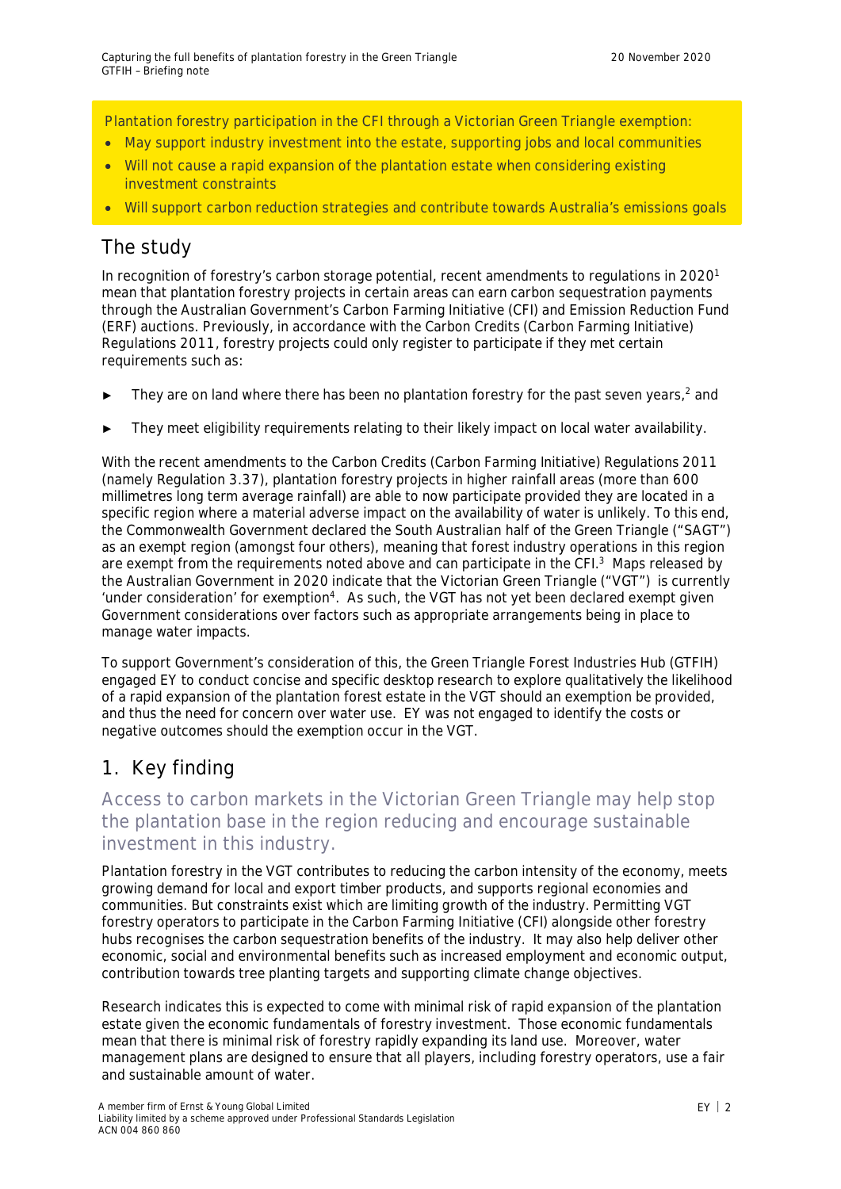Plantation forestry participation in the CFI through a Victorian Green Triangle exemption:

- May support industry investment into the estate, supporting jobs and local communities
- Will not cause a rapid expansion of the plantation estate when considering existing investment constraints
- Will support carbon reduction strategies and contribute towards Australia's emissions goals

## The study

In recognition of forestry's carbon storage potential, recent amendments to regulations in 2020[1] mean that plantation forestry projects in certain areas can earn carbon sequestration payments through the Australian Government's Carbon Farming Initiative (CFI) and Emission Reduction Fund (ERF) auctions. Previously, in accordance with the Carbon Credits (Carbon Farming Initiative) Regulations 2011, forestry projects could only register to participate if they met certain requirements such as:

- They are on land where there has been no plantation forestry for the past seven years,[2] and
- They meet eligibility requirements relating to their likely impact on local water availability.

With the recent amendments to the Carbon Credits (Carbon Farming Initiative) Regulations 2011 (namely Regulation 3.37), plantation forestry projects in higher rainfall areas (more than 600 millimetres long term average rainfall) are able to now participate provided they are located in a specific region where a material adverse impact on the availability of water is unlikely. To this end, the Commonwealth Government declared the South Australian half of the Green Triangle ("SAGT") as an exempt region (amongst four others), meaning that forest industry operations in this region are exempt from the requirements noted above and can participate in the CFI.[3] Maps released by the Australian Government in 2020 indicate that the Victorian Green Triangle ("VGT") is currently 'under consideration' for exemption[4]. As such, the VGT has not yet been declared exempt given Government considerations over factors such as appropriate arrangements being in place to manage water impacts.

To support Government's consideration of this, the Green Triangle Forest Industries Hub (GTFIH) engaged EY to conduct concise and specific desktop research to explore qualitatively the likelihood of a rapid expansion of the plantation forest estate in the VGT should an exemption be provided, and thus the need for concern over water use. EY was not engaged to identify the costs or negative outcomes should the exemption occur in the VGT.

## 1. Key finding

### Access to carbon markets in the Victorian Green Triangle may help stop the plantation base in the region reducing and encourage sustainable investment in this industry.

Plantation forestry in the VGT contributes to reducing the carbon intensity of the economy, meets growing demand for local and export timber products, and supports regional economies and communities. But constraints exist which are limiting growth of the industry. Permitting VGT forestry operators to participate in the Carbon Farming Initiative (CFI) alongside other forestry hubs recognises the carbon sequestration benefits of the industry. It may also help deliver other economic, social and environmental benefits such as increased employment and economic output, contribution towards tree planting targets and supporting climate change objectives.

Research indicates this is expected to come with minimal risk of rapid expansion of the plantation estate given the economic fundamentals of forestry investment. Those economic fundamentals mean that there is minimal risk of forestry rapidly expanding its land use. Moreover, water management plans are designed to ensure that all players, including forestry operators, use a fair and sustainable amount of water.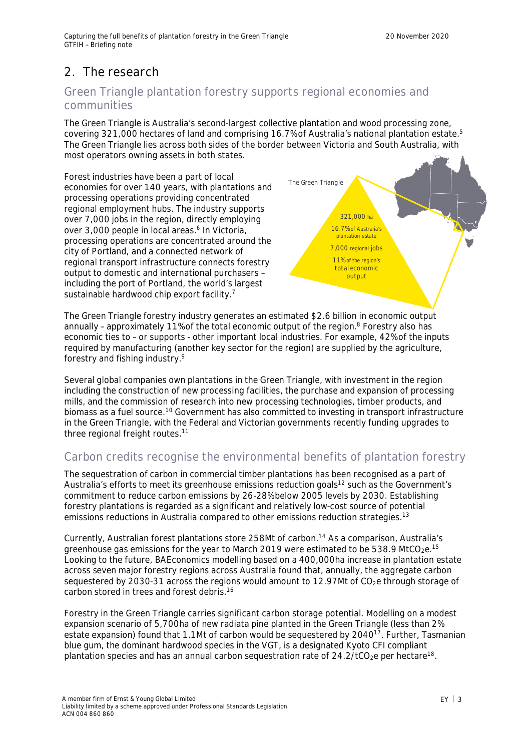## 2. The research

### Green Triangle plantation forestry supports regional economies and communities

The Green Triangle is Australia's second-largest collective plantation and wood processing zone, covering 321,000 hectares of land and comprising 16.7% of Australia's national plantation estate.[5] The Green Triangle lies across both sides of the border between Victoria and South Australia, with most operators owning assets in both states.

Forest industries have been a part of local economies for over 140 years, with plantations and processing operations providing concentrated regional employment hubs. The industry supports over 7,000 jobs in the region, directly employing over 3,000 people in local areas.[6] In Victoria, processing operations are concentrated around the city of Portland, and a connected network of regional transport infrastructure connects forestry output to domestic and international purchasers – including the port of Portland, the world's largest sustainable hardwood chip export facility.[7]

The Green Triangle

321,000 ha

16.7% of Australia's plantation estate

7,000 regional jobs

11% of the region's total economic output

The Green Triangle forestry industry generates an estimated $2.6 billion in economic output annually – approximately 11% of the total economic output of the region.[8] Forestry also has economic ties to – or supports - other important local industries. For example, 42% of the inputs required by manufacturing (another key sector for the region) are supplied by the agriculture, forestry and fishing industry.[9]

Several global companies own plantations in the Green Triangle, with investment in the region including the construction of new processing facilities, the purchase and expansion of processing mills, and the commission of research into new processing technologies, timber products, and biomass as a fuel source.[10] Government has also committed to investing in transport infrastructure in the Green Triangle, with the Federal and Victorian governments recently funding upgrades to three regional freight routes.[11]

### Carbon credits recognise the environmental benefits of plantation forestry

The sequestration of carbon in commercial timber plantations has been recognised as a part of Australia's efforts to meet its greenhouse emissions reduction goals[12] such as the Government's commitment to reduce carbon emissions by 26-28% below 2005 levels by 2030. Establishing forestry plantations is regarded as a significant and relatively low-cost source of potential emissions reductions in Australia compared to other emissions reduction strategies.[13]

Currently, Australian forest plantations store 258Mt of carbon.[14] As a comparison, Australia's greenhouse gas emissions for the year to March 2019 were estimated to be 538.9 Mt$CO_2$e.[15] Looking to the future, BAEconomics modelling based on a 400,000ha increase in plantation estate across seven major forestry regions across Australia found that, annually, the aggregate carbon sequestered by 2030-31 across the regions would amount to 12.97Mt of $CO_2$e through storage of carbon stored in trees and forest debris.[16]

Forestry in the Green Triangle carries significant carbon storage potential. Modelling on a modest expansion scenario of 5,700ha of new radiata pine planted in the Green Triangle (less than 2% estate expansion) found that 1.1Mt of carbon would be sequestered by 2040[17]. Further, Tasmanian blue gum, the dominant hardwood species in the VGT, is a designated Kyoto CFI compliant plantation species and has an annual carbon sequestration rate of 24.2/t$CO_2$e per hectare[18].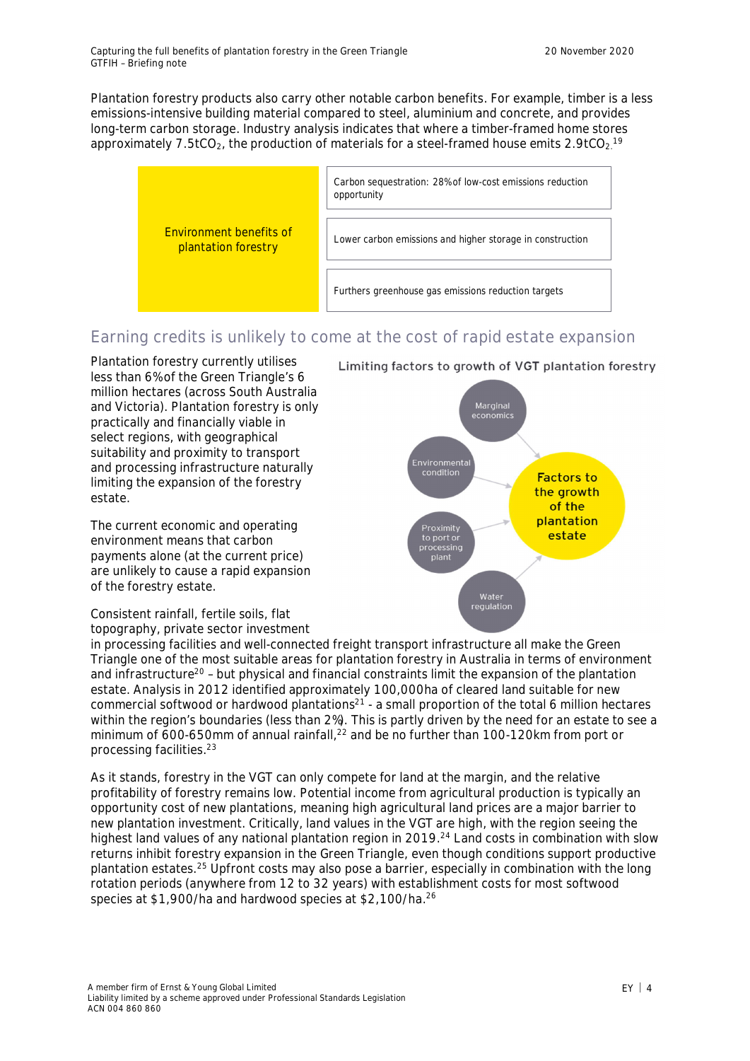Plantation forestry products also carry other notable carbon benefits. For example, timber is a less emissions-intensive building material compared to steel, aluminium and concrete, and provides long-term carbon storage. Industry analysis indicates that where a timber-framed home stores approximately 7.5t$CO_2$, the production of materials for a steel-framed house emits 2.9t$CO_2$.[19]

| Environment benefits of plantation forestry |
| --- |
| Carbon sequestration: 28% of low-cost emissions reduction opportunity |
| Lower carbon emissions and higher storage in construction |
| Furthers greenhouse gas emissions reduction targets |

## Earning credits is unlikely to come at the cost of rapid estate expansion

Plantation forestry currently utilises less than 6% of the Green Triangle's 6 million hectares (across South Australia and Victoria). Plantation forestry is only practically and financially viable in select regions, with geographical suitability and proximity to transport and processing infrastructure naturally limiting the expansion of the forestry estate.

The current economic and operating environment means that carbon payments alone (at the current price) are unlikely to cause a rapid expansion of the forestry estate.

**Limiting factors to growth of VGT plantation forestry**

Factors to the growth of the plantation estate:
- Marginal economics
- Environmental condition
- Proximity to port or processing plant
- Water regulation

Consistent rainfall, fertile soils, flat topography, private sector investment in processing facilities and well-connected freight transport infrastructure all make the Green Triangle one of the most suitable areas for plantation forestry in Australia in terms of environment and infrastructure[20] – but physical and financial constraints limit the expansion of the plantation estate. Analysis in 2012 identified approximately 100,000ha of cleared land suitable for new commercial softwood or hardwood plantations[21] - a small proportion of the total 6 million hectares within the region's boundaries (less than 2%). This is partly driven by the need for an estate to see a minimum of 600-650mm of annual rainfall,[22] and be no further than 100-120km from port or processing facilities.[23]

As it stands, forestry in the VGT can only compete for land at the margin, and the relative profitability of forestry remains low. Potential income from agricultural production is typically an opportunity cost of new plantations, meaning high agricultural land prices are a major barrier to new plantation investment. Critically, land values in the VGT are high, with the region seeing the highest land values of any national plantation region in 2019.[24] Land costs in combination with slow returns inhibit forestry expansion in the Green Triangle, even though conditions support productive plantation estates.[25] Upfront costs may also pose a barrier, especially in combination with the long rotation periods (anywhere from 12 to 32 years) with establishment costs for most softwood species at $1,900/ha and hardwood species at $2,100/ha.[26]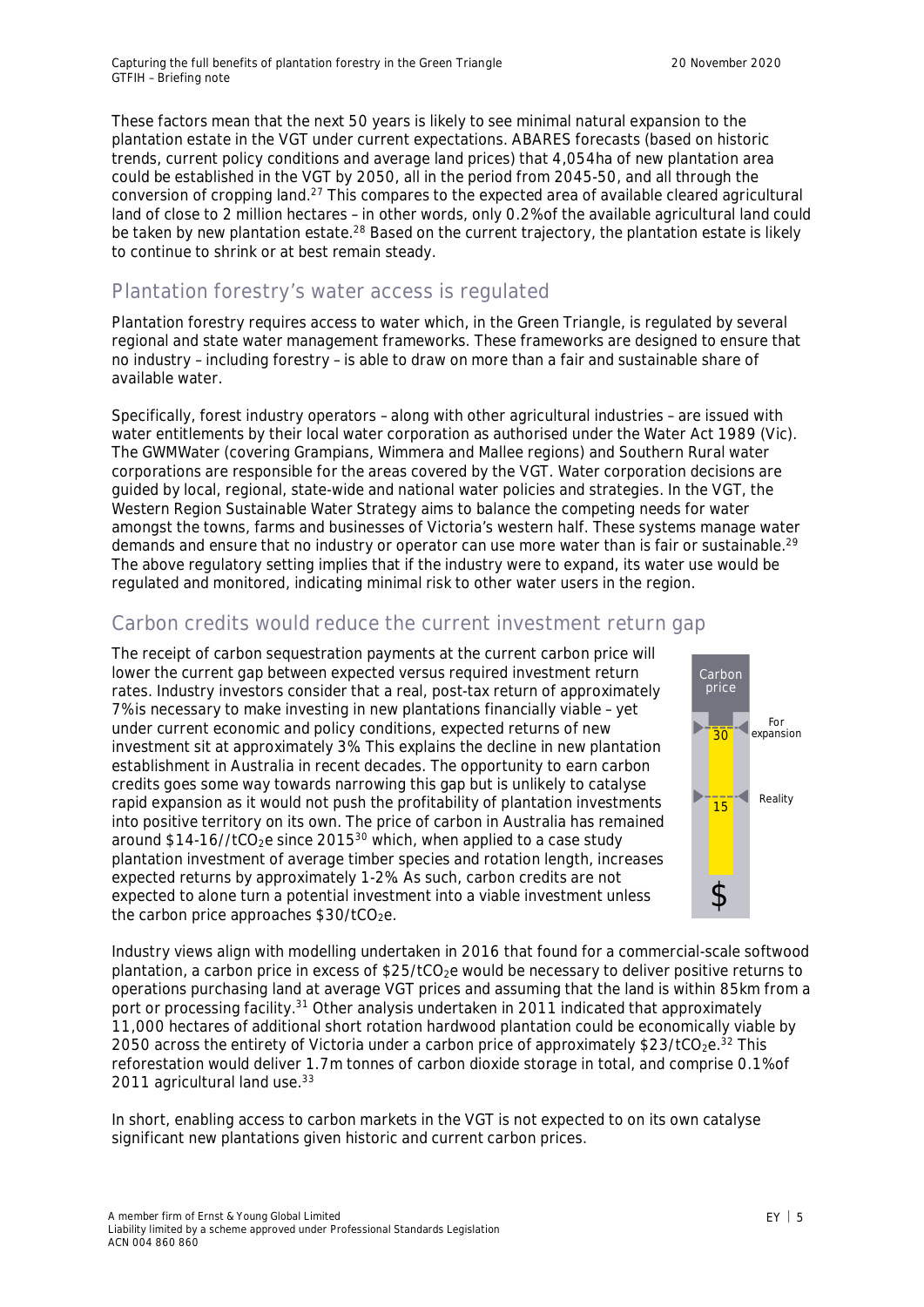These factors mean that the next 50 years is likely to see minimal natural expansion to the plantation estate in the VGT under current expectations. ABARES forecasts (based on historic trends, current policy conditions and average land prices) that 4,054ha of new plantation area could be established in the VGT by 2050, all in the period from 2045-50, and all through the conversion of cropping land.[27] This compares to the expected area of available cleared agricultural land of close to 2 million hectares – in other words, only 0.2% of the available agricultural land could be taken by new plantation estate.[28] Based on the current trajectory, the plantation estate is likely to continue to shrink or at best remain steady.

## Plantation forestry's water access is regulated

Plantation forestry requires access to water which, in the Green Triangle, is regulated by several regional and state water management frameworks. These frameworks are designed to ensure that no industry – including forestry – is able to draw on more than a fair and sustainable share of available water.

Specifically, forest industry operators – along with other agricultural industries – are issued with water entitlements by their local water corporation as authorised under the Water Act 1989 (Vic). The GWMWater (covering Grampians, Wimmera and Mallee regions) and Southern Rural water corporations are responsible for the areas covered by the VGT. Water corporation decisions are guided by local, regional, state-wide and national water policies and strategies. In the VGT, the Western Region Sustainable Water Strategy aims to balance the competing needs for water amongst the towns, farms and businesses of Victoria's western half. These systems manage water demands and ensure that no industry or operator can use more water than is fair or sustainable.[29] The above regulatory setting implies that if the industry were to expand, its water use would be regulated and monitored, indicating minimal risk to other water users in the region.

## Carbon credits would reduce the current investment return gap

The receipt of carbon sequestration payments at the current carbon price will lower the current gap between expected versus required investment return rates. Industry investors consider that a real, post-tax return of approximately 7% is necessary to make investing in new plantations financially viable – yet under current economic and policy conditions, expected returns of new investment sit at approximately 3%. This explains the decline in new plantation establishment in Australia in recent decades. The opportunity to earn carbon credits goes some way towards narrowing this gap but is unlikely to catalyse rapid expansion as it would not push the profitability of plantation investments into positive territory on its own. The price of carbon in Australia has remained around \$14-16//$tCO_2e$ since 2015[30] which, when applied to a case study plantation investment of average timber species and rotation length, increases expected returns by approximately 1-2%. As such, carbon credits are not expected to alone turn a potential investment into a viable investment unless the carbon price approaches \$30/$tCO_2e$.

Carbon price

30 For expansion

15 Reality

$

Industry views align with modelling undertaken in 2016 that found for a commercial-scale softwood plantation, a carbon price in excess of \$25/$tCO_2e$ would be necessary to deliver positive returns to operations purchasing land at average VGT prices and assuming that the land is within 85km from a port or processing facility.[31] Other analysis undertaken in 2011 indicated that approximately 11,000 hectares of additional short rotation hardwood plantation could be economically viable by 2050 across the entirety of Victoria under a carbon price of approximately \$23/$tCO_2e$.[32] This reforestation would deliver 1.7m tonnes of carbon dioxide storage in total, and comprise 0.1% of 2011 agricultural land use.[33]

In short, enabling access to carbon markets in the VGT is not expected to on its own catalyse significant new plantations given historic and current carbon prices.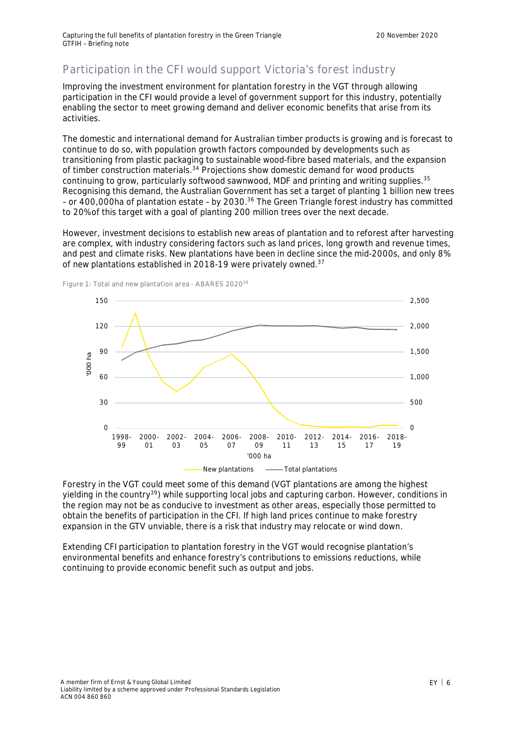## Participation in the CFI would support Victoria's forest industry

Improving the investment environment for plantation forestry in the VGT through allowing participation in the CFI would provide a level of government support for this industry, potentially enabling the sector to meet growing demand and deliver economic benefits that arise from its activities.

The domestic and international demand for Australian timber products is growing and is forecast to continue to do so, with population growth factors compounded by developments such as transitioning from plastic packaging to sustainable wood-fibre based materials, and the expansion of timber construction materials.[34] Projections show domestic demand for wood products continuing to grow, particularly softwood sawnwood, MDF and printing and writing supplies.[35] Recognising this demand, the Australian Government has set a target of planting 1 billion new trees – or 400,000ha of plantation estate – by 2030.[36] The Green Triangle forest industry has committed to 20% of this target with a goal of planting 200 million trees over the next decade.

However, investment decisions to establish new areas of plantation and to reforest after harvesting are complex, with industry considering factors such as land prices, long growth and revenue times, and pest and climate risks. New plantations have been in decline since the mid-2000s, and only 8% of new plantations established in 2018-19 were privately owned.[37]

Figure 1: Total and new plantation area - ABARES 2020[38]

Forestry in the VGT could meet some of this demand (VGT plantations are among the highest yielding in the country[39]) while supporting local jobs and capturing carbon. However, conditions in the region may not be as conducive to investment as other areas, especially those permitted to obtain the benefits of participation in the CFI. If high land prices continue to make forestry expansion in the GTV unviable, there is a risk that industry may relocate or wind down.

Extending CFI participation to plantation forestry in the VGT would recognise plantation's environmental benefits and enhance forestry's contributions to emissions reductions, while continuing to provide economic benefit such as output and jobs.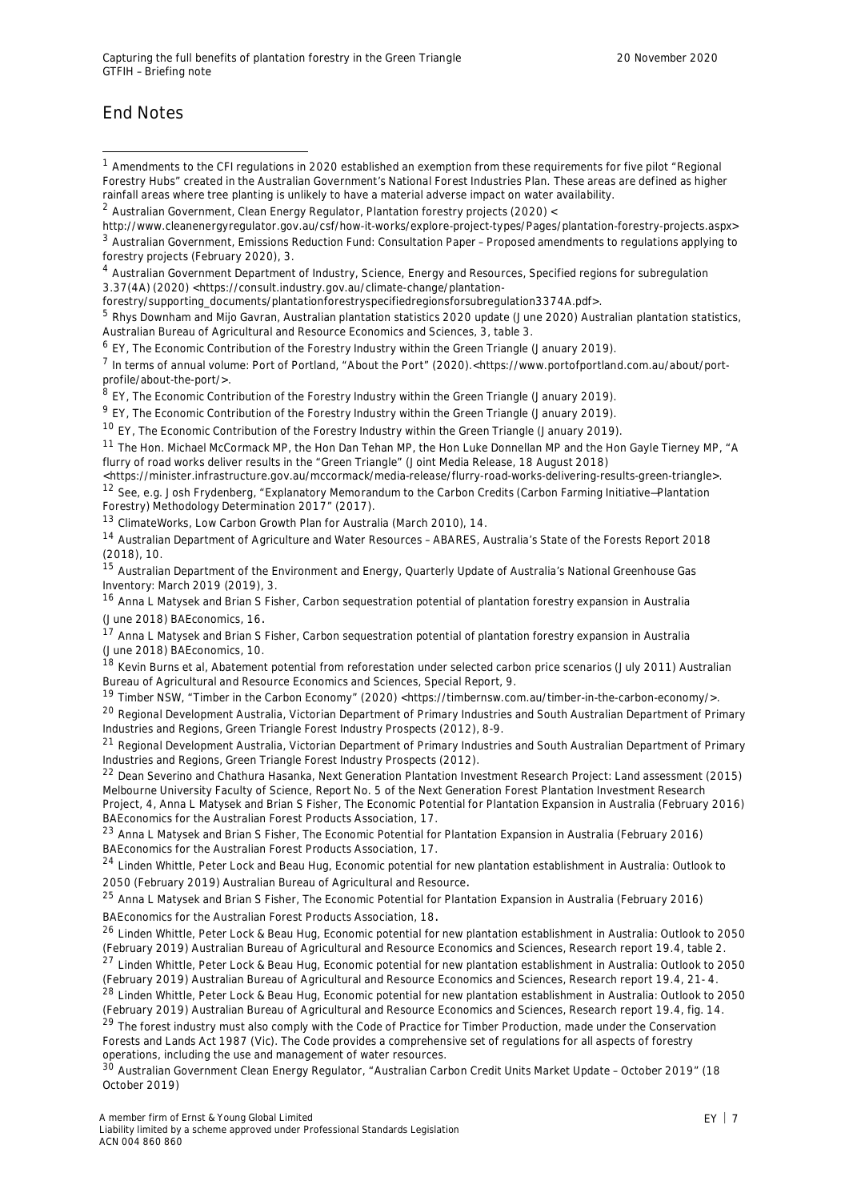## End Notes

[1] Amendments to the CFI regulations in 2020 established an exemption from these requirements for five pilot "Regional Forestry Hubs" created in the Australian Government's National Forest Industries Plan. These areas are defined as higher rainfall areas where tree planting is unlikely to have a material adverse impact on water availability.

[2] Australian Government, Clean Energy Regulator, Plantation forestry projects (2020) < http://www.cleanenergyregulator.gov.au/csf/how-it-works/explore-project-types/Pages/plantation-forestry-projects.aspx>

[3] Australian Government, Emissions Reduction Fund: Consultation Paper – Proposed amendments to regulations applying to forestry projects (February 2020), 3.

[4] Australian Government Department of Industry, Science, Energy and Resources, Specified regions for subregulation 3.37(4A) (2020) <https://consult.industry.gov.au/climate-change/plantation-forestry/supporting_documents/plantationforestryspecifiedregionsforsubregulation3374A.pdf>.

[5] Rhys Downham and Mijo Gavran, Australian plantation statistics 2020 update (June 2020) Australian plantation statistics, Australian Bureau of Agricultural and Resource Economics and Sciences, 3, table 3.

[6] EY, The Economic Contribution of the Forestry Industry within the Green Triangle (January 2019).

[7] In terms of annual volume: Port of Portland, "About the Port" (2020).<https://www.portofportland.com.au/about/port-profile/about-the-port/>.

[8] EY, The Economic Contribution of the Forestry Industry within the Green Triangle (January 2019).

[9] EY, The Economic Contribution of the Forestry Industry within the Green Triangle (January 2019).

[10] EY, The Economic Contribution of the Forestry Industry within the Green Triangle (January 2019).

[11] The Hon. Michael McCormack MP, the Hon Dan Tehan MP, the Hon Luke Donnellan MP and the Hon Gayle Tierney MP, "A flurry of road works deliver results in the "Green Triangle" (Joint Media Release, 18 August 2018) <https://minister.infrastructure.gov.au/mccormack/media-release/flurry-road-works-delivering-results-green-triangle>.

[12] See, e.g. Josh Frydenberg, "Explanatory Memorandum to the Carbon Credits (Carbon Farming Initiative—Plantation Forestry) Methodology Determination 2017" (2017).

[13] ClimateWorks, Low Carbon Growth Plan for Australia (March 2010), 14.

[14] Australian Department of Agriculture and Water Resources – ABARES, Australia's State of the Forests Report 2018 (2018), 10.

[15] Australian Department of the Environment and Energy, Quarterly Update of Australia's National Greenhouse Gas Inventory: March 2019 (2019), 3.

[16] Anna L Matysek and Brian S Fisher, Carbon sequestration potential of plantation forestry expansion in Australia (June 2018) BAEconomics, 16.

[17] Anna L Matysek and Brian S Fisher, Carbon sequestration potential of plantation forestry expansion in Australia (June 2018) BAEconomics, 10.

[18] Kevin Burns et al, Abatement potential from reforestation under selected carbon price scenarios (July 2011) Australian Bureau of Agricultural and Resource Economics and Sciences, Special Report, 9.

[19] Timber NSW, "Timber in the Carbon Economy" (2020) <https://timbernsw.com.au/timber-in-the-carbon-economy/>.

[20] Regional Development Australia, Victorian Department of Primary Industries and South Australian Department of Primary Industries and Regions, Green Triangle Forest Industry Prospects (2012), 8-9.

[21] Regional Development Australia, Victorian Department of Primary Industries and South Australian Department of Primary Industries and Regions, Green Triangle Forest Industry Prospects (2012).

[22] Dean Severino and Chathura Hasanka, Next Generation Plantation Investment Research Project: Land assessment (2015) Melbourne University Faculty of Science, Report No. 5 of the Next Generation Forest Plantation Investment Research Project, 4, Anna L Matysek and Brian S Fisher, The Economic Potential for Plantation Expansion in Australia (February 2016) BAEconomics for the Australian Forest Products Association, 17.

[23] Anna L Matysek and Brian S Fisher, The Economic Potential for Plantation Expansion in Australia (February 2016) BAEconomics for the Australian Forest Products Association, 17.

[24] Linden Whittle, Peter Lock and Beau Hug, Economic potential for new plantation establishment in Australia: Outlook to 2050 (February 2019) Australian Bureau of Agricultural and Resource.

[25] Anna L Matysek and Brian S Fisher, The Economic Potential for Plantation Expansion in Australia (February 2016) BAEconomics for the Australian Forest Products Association, 18.

[26] Linden Whittle, Peter Lock & Beau Hug, Economic potential for new plantation establishment in Australia: Outlook to 2050 (February 2019) Australian Bureau of Agricultural and Resource Economics and Sciences, Research report 19.4, table 2.

[27] Linden Whittle, Peter Lock & Beau Hug, Economic potential for new plantation establishment in Australia: Outlook to 2050 (February 2019) Australian Bureau of Agricultural and Resource Economics and Sciences, Research report 19.4, 21-4.

[28] Linden Whittle, Peter Lock & Beau Hug, Economic potential for new plantation establishment in Australia: Outlook to 2050 (February 2019) Australian Bureau of Agricultural and Resource Economics and Sciences, Research report 19.4, fig. 14.

[29] The forest industry must also comply with the Code of Practice for Timber Production, made under the Conservation Forests and Lands Act 1987 (Vic). The Code provides a comprehensive set of regulations for all aspects of forestry operations, including the use and management of water resources.

[30] Australian Government Clean Energy Regulator, "Australian Carbon Credit Units Market Update – October 2019" (18 October 2019)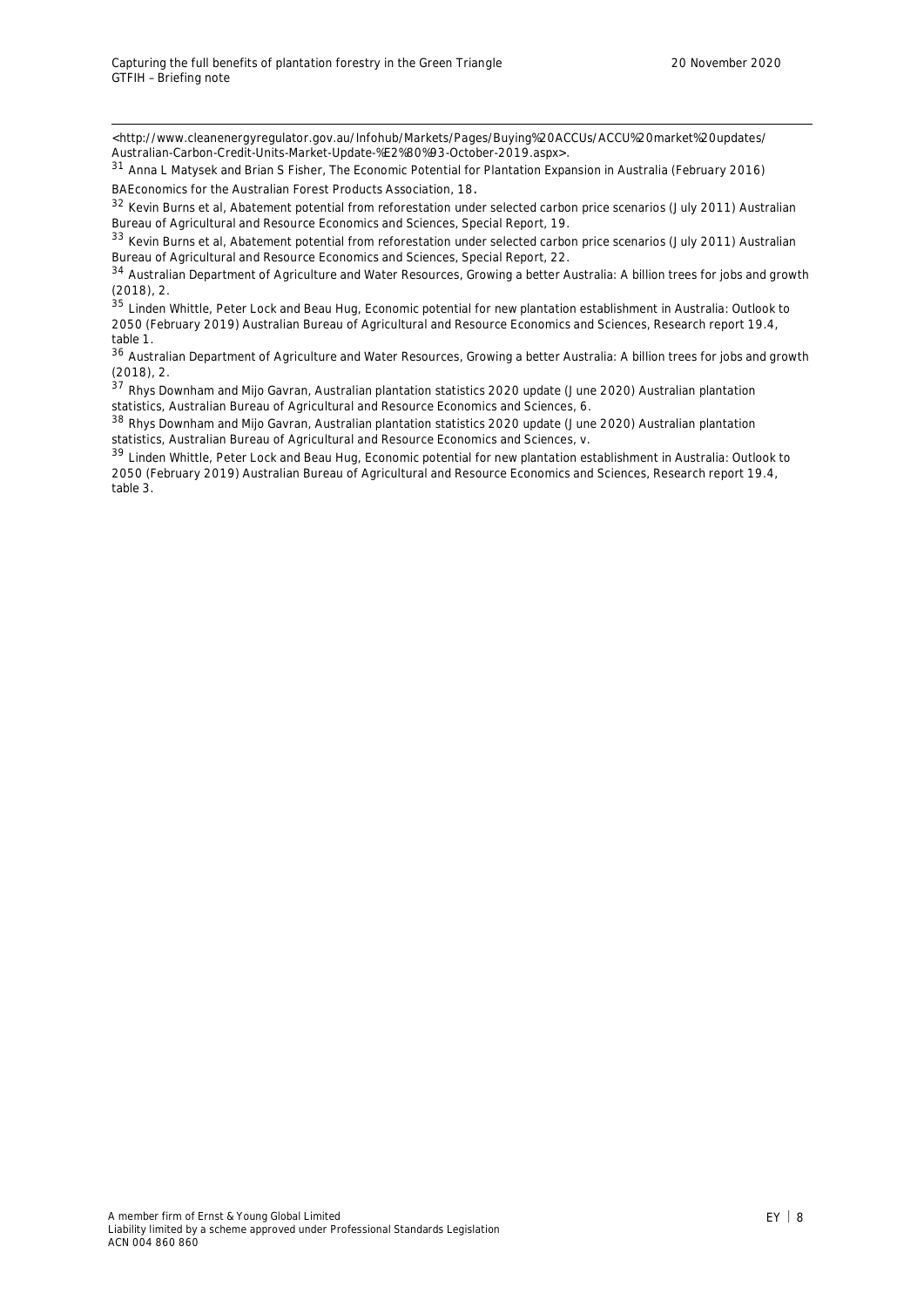<http://www.cleanenergyregulator.gov.au/Infohub/Markets/Pages/Buying%20ACCUs/ACCU%20market%20updates/Australian-Carbon-Credit-Units-Market-Update-%E2%80%93-October-2019.aspx>.

[31] Anna L Matysek and Brian S Fisher, The Economic Potential for Plantation Expansion in Australia (February 2016) BAEconomics for the Australian Forest Products Association, 18.

[32] Kevin Burns et al, Abatement potential from reforestation under selected carbon price scenarios (July 2011) Australian Bureau of Agricultural and Resource Economics and Sciences, Special Report, 19.

[33] Kevin Burns et al, Abatement potential from reforestation under selected carbon price scenarios (July 2011) Australian Bureau of Agricultural and Resource Economics and Sciences, Special Report, 22.

[34] Australian Department of Agriculture and Water Resources, Growing a better Australia: A billion trees for jobs and growth (2018), 2.

[35] Linden Whittle, Peter Lock and Beau Hug, Economic potential for new plantation establishment in Australia: Outlook to 2050 (February 2019) Australian Bureau of Agricultural and Resource Economics and Sciences, Research report 19.4, table 1.

[36] Australian Department of Agriculture and Water Resources, Growing a better Australia: A billion trees for jobs and growth (2018), 2.

[37] Rhys Downham and Mijo Gavran, Australian plantation statistics 2020 update (June 2020) Australian plantation statistics, Australian Bureau of Agricultural and Resource Economics and Sciences, 6.

[38] Rhys Downham and Mijo Gavran, Australian plantation statistics 2020 update (June 2020) Australian plantation statistics, Australian Bureau of Agricultural and Resource Economics and Sciences, v.

[39] Linden Whittle, Peter Lock and Beau Hug, Economic potential for new plantation establishment in Australia: Outlook to 2050 (February 2019) Australian Bureau of Agricultural and Resource Economics and Sciences, Research report 19.4, table 3.

A member firm of Ernst & Young Global Limited
Liability limited by a scheme approved under Professional Standards Legislation
ACN 004 860 860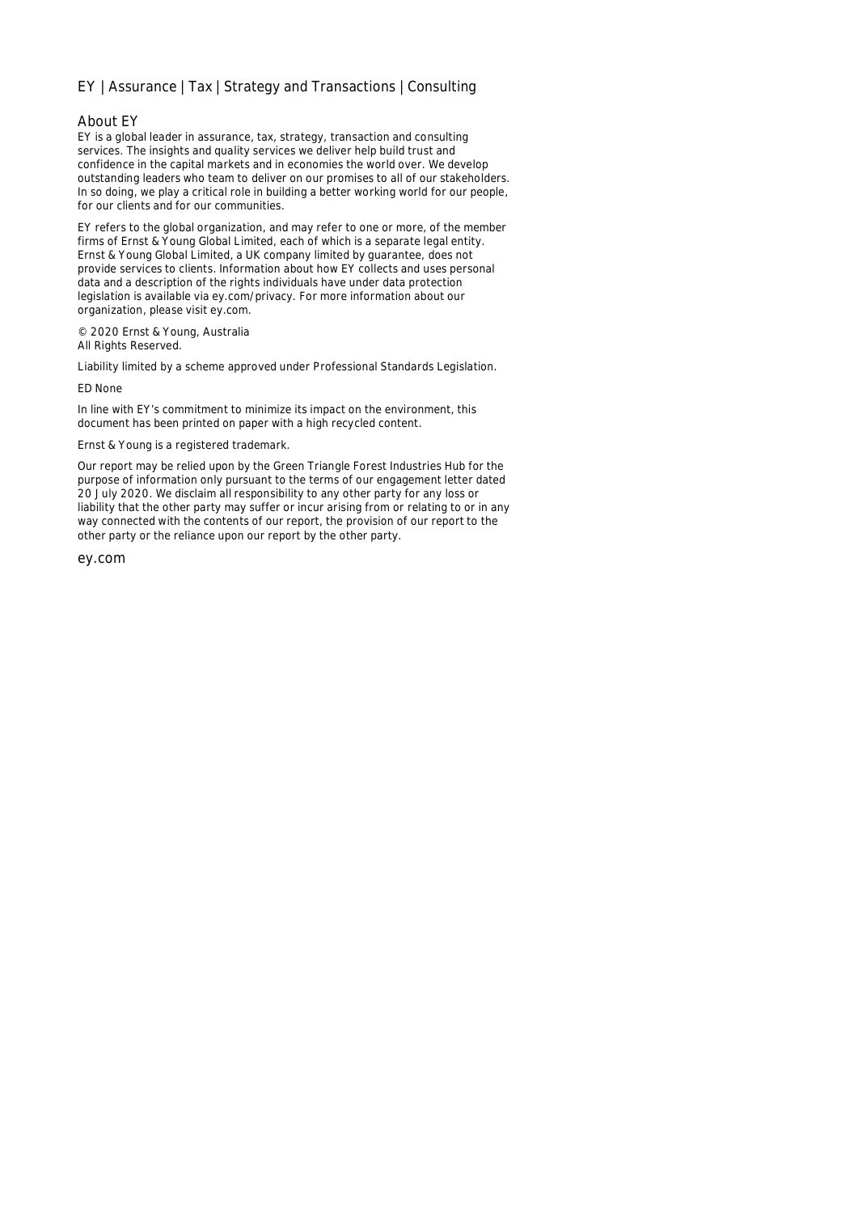# EY | Assurance | Tax | Strategy and Transactions | Consulting

## About EY

EY is a global leader in assurance, tax, strategy, transaction and consulting services. The insights and quality services we deliver help build trust and confidence in the capital markets and in economies the world over. We develop outstanding leaders who team to deliver on our promises to all of our stakeholders. In so doing, we play a critical role in building a better working world for our people, for our clients and for our communities.

EY refers to the global organization, and may refer to one or more, of the member firms of Ernst & Young Global Limited, each of which is a separate legal entity. Ernst & Young Global Limited, a UK company limited by guarantee, does not provide services to clients. Information about how EY collects and uses personal data and a description of the rights individuals have under data protection legislation is available via ey.com/privacy. For more information about our organization, please visit ey.com.

© 2020 Ernst & Young, Australia
All Rights Reserved.

Liability limited by a scheme approved under Professional Standards Legislation.

ED None

In line with EY's commitment to minimize its impact on the environment, this document has been printed on paper with a high recycled content.

Ernst & Young is a registered trademark.

Our report may be relied upon by the Green Triangle Forest Industries Hub for the purpose of information only pursuant to the terms of our engagement letter dated 20 July 2020. We disclaim all responsibility to any other party for any loss or liability that the other party may suffer or incur arising from or relating to or in any way connected with the contents of our report, the provision of our report to the other party or the reliance upon our report by the other party.

ey.com